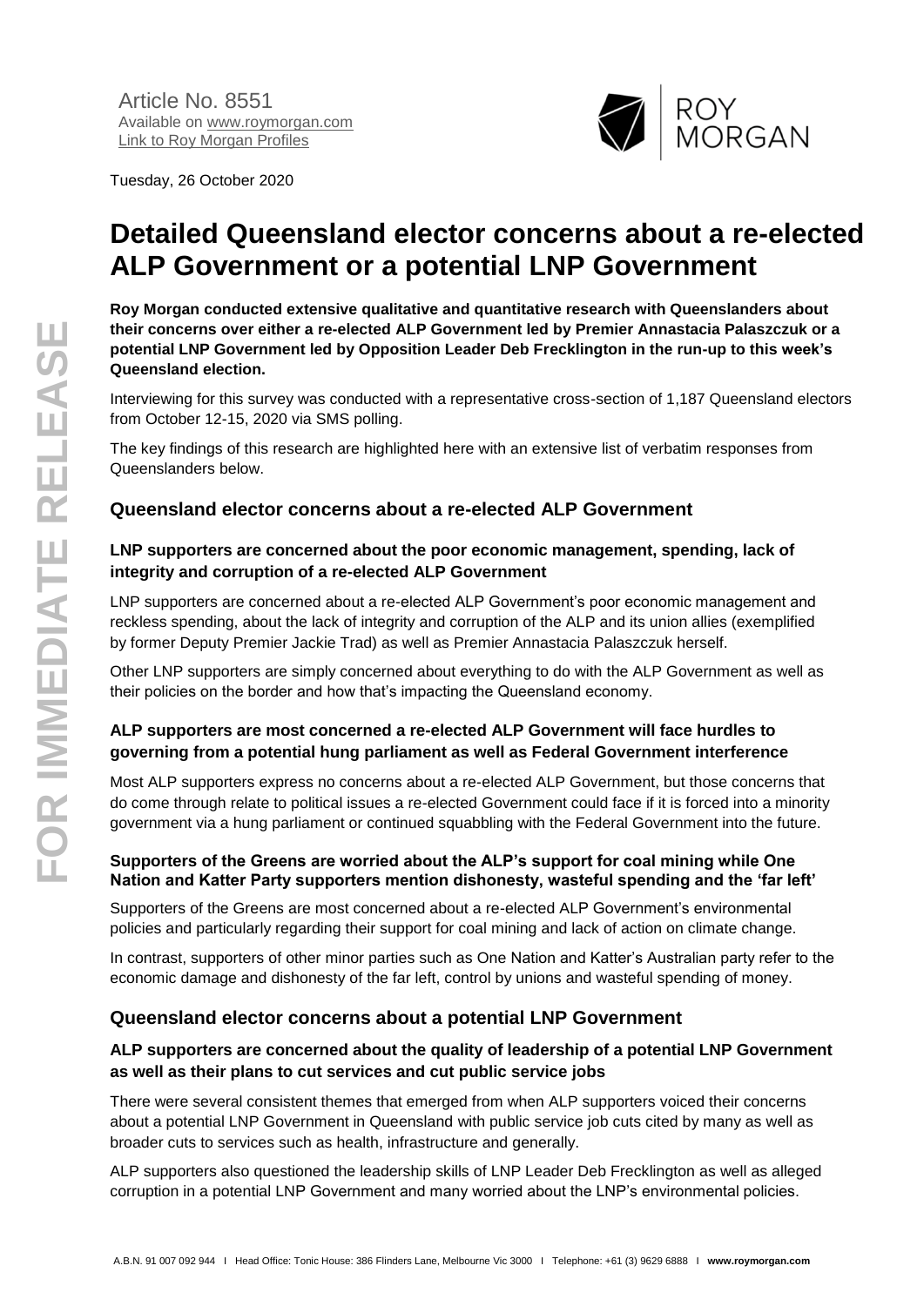Article No. 8551
Available on www.roymorgan.com
Link to Roy Morgan Profiles

Tuesday, 26 October 2020

# Detailed Queensland elector concerns about a re-elected ALP Government or a potential LNP Government

**Roy Morgan conducted extensive qualitative and quantitative research with Queenslanders about their concerns over either a re-elected ALP Government led by Premier Annastacia Palaszczuk or a potential LNP Government led by Opposition Leader Deb Frecklington in the run-up to this week's Queensland election.**

Interviewing for this survey was conducted with a representative cross-section of 1,187 Queensland electors from October 12-15, 2020 via SMS polling.

The key findings of this research are highlighted here with an extensive list of verbatim responses from Queenslanders below.

## Queensland elector concerns about a re-elected ALP Government

### LNP supporters are concerned about the poor economic management, spending, lack of integrity and corruption of a re-elected ALP Government

LNP supporters are concerned about a re-elected ALP Government's poor economic management and reckless spending, about the lack of integrity and corruption of the ALP and its union allies (exemplified by former Deputy Premier Jackie Trad) as well as Premier Annastacia Palaszczuk herself.

Other LNP supporters are simply concerned about everything to do with the ALP Government as well as their policies on the border and how that's impacting the Queensland economy.

### ALP supporters are most concerned a re-elected ALP Government will face hurdles to governing from a potential hung parliament as well as Federal Government interference

Most ALP supporters express no concerns about a re-elected ALP Government, but those concerns that do come through relate to political issues a re-elected Government could face if it is forced into a minority government via a hung parliament or continued squabbling with the Federal Government into the future.

### Supporters of the Greens are worried about the ALP's support for coal mining while One Nation and Katter Party supporters mention dishonesty, wasteful spending and the 'far left'

Supporters of the Greens are most concerned about a re-elected ALP Government's environmental policies and particularly regarding their support for coal mining and lack of action on climate change.

In contrast, supporters of other minor parties such as One Nation and Katter's Australian party refer to the economic damage and dishonesty of the far left, control by unions and wasteful spending of money.

## Queensland elector concerns about a potential LNP Government

### ALP supporters are concerned about the quality of leadership of a potential LNP Government as well as their plans to cut services and cut public service jobs

There were several consistent themes that emerged from when ALP supporters voiced their concerns about a potential LNP Government in Queensland with public service job cuts cited by many as well as broader cuts to services such as health, infrastructure and generally.

ALP supporters also questioned the leadership skills of LNP Leader Deb Frecklington as well as alleged corruption in a potential LNP Government and many worried about the LNP's environmental policies.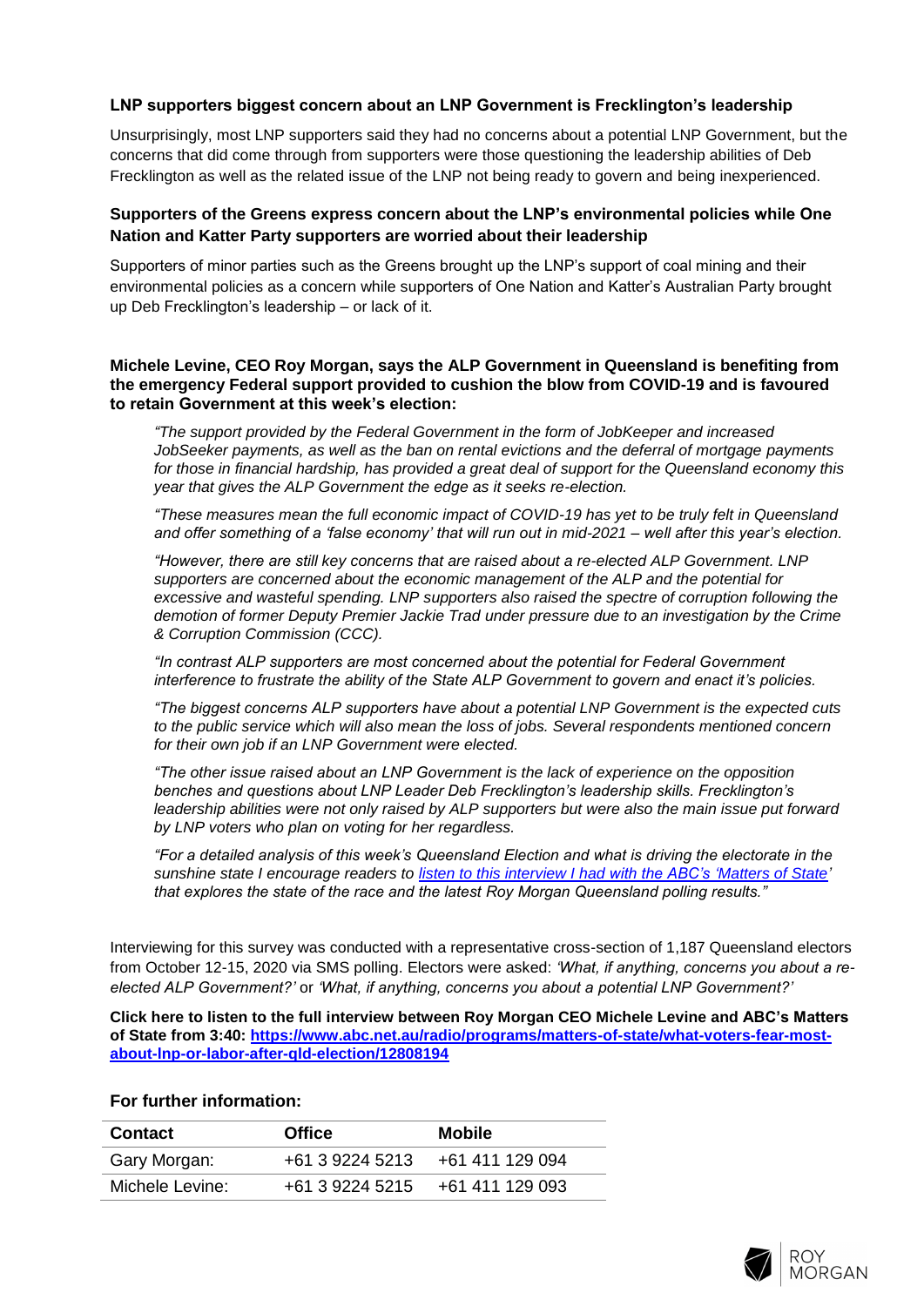**LNP supporters biggest concern about an LNP Government is Frecklington's leadership**

Unsurprisingly, most LNP supporters said they had no concerns about a potential LNP Government, but the concerns that did come through from supporters were those questioning the leadership abilities of Deb Frecklington as well as the related issue of the LNP not being ready to govern and being inexperienced.

**Supporters of the Greens express concern about the LNP's environmental policies while One Nation and Katter Party supporters are worried about their leadership**

Supporters of minor parties such as the Greens brought up the LNP's support of coal mining and their environmental policies as a concern while supporters of One Nation and Katter's Australian Party brought up Deb Frecklington's leadership – or lack of it.

**Michele Levine, CEO Roy Morgan, says the ALP Government in Queensland is benefiting from the emergency Federal support provided to cushion the blow from COVID-19 and is favoured to retain Government at this week's election:**

> *"The support provided by the Federal Government in the form of JobKeeper and increased JobSeeker payments, as well as the ban on rental evictions and the deferral of mortgage payments for those in financial hardship, has provided a great deal of support for the Queensland economy this year that gives the ALP Government the edge as it seeks re-election.*
>
> *"These measures mean the full economic impact of COVID-19 has yet to be truly felt in Queensland and offer something of a 'false economy' that will run out in mid-2021 – well after this year's election.*
>
> *"However, there are still key concerns that are raised about a re-elected ALP Government. LNP supporters are concerned about the economic management of the ALP and the potential for excessive and wasteful spending. LNP supporters also raised the spectre of corruption following the demotion of former Deputy Premier Jackie Trad under pressure due to an investigation by the Crime & Corruption Commission (CCC).*
>
> *"In contrast ALP supporters are most concerned about the potential for Federal Government interference to frustrate the ability of the State ALP Government to govern and enact it's policies.*
>
> *"The biggest concerns ALP supporters have about a potential LNP Government is the expected cuts to the public service which will also mean the loss of jobs. Several respondents mentioned concern for their own job if an LNP Government were elected.*
>
> *"The other issue raised about an LNP Government is the lack of experience on the opposition benches and questions about LNP Leader Deb Frecklington's leadership skills. Frecklington's leadership abilities were not only raised by ALP supporters but were also the main issue put forward by LNP voters who plan on voting for her regardless.*
>
> *"For a detailed analysis of this week's Queensland Election and what is driving the electorate in the sunshine state I encourage readers to [listen to this interview I had with the ABC's 'Matters of State](https://www.abc.net.au/radio/programs/matters-of-state/what-voters-fear-most-about-lnp-or-labor-after-qld-election/12808194)' that explores the state of the race and the latest Roy Morgan Queensland polling results."*

Interviewing for this survey was conducted with a representative cross-section of 1,187 Queensland electors from October 12-15, 2020 via SMS polling. Electors were asked: *'What, if anything, concerns you about a re-elected ALP Government?'* or *'What, if anything, concerns you about a potential LNP Government?'*

**Click here to listen to the full interview between Roy Morgan CEO Michele Levine and ABC's Matters of State from 3:40: [https://www.abc.net.au/radio/programs/matters-of-state/what-voters-fear-most-about-lnp-or-labor-after-qld-election/12808194](https://www.abc.net.au/radio/programs/matters-of-state/what-voters-fear-most-about-lnp-or-labor-after-qld-election/12808194)**

**For further information:**

| Contact | Office | Mobile |
|---|---|---|
| Gary Morgan: | +61 3 9224 5213 | +61 411 129 094 |
| Michele Levine: | +61 3 9224 5215 | +61 411 129 093 |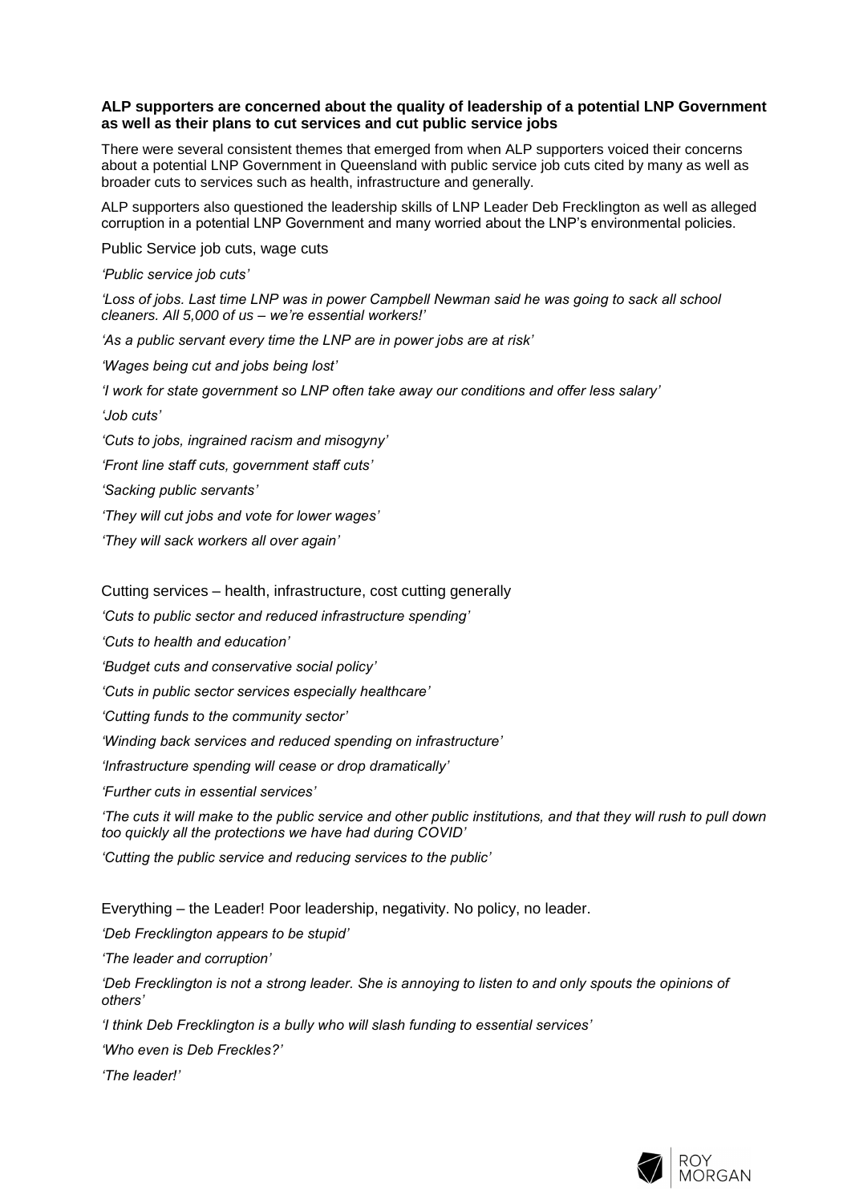**ALP supporters are concerned about the quality of leadership of a potential LNP Government as well as their plans to cut services and cut public service jobs**

There were several consistent themes that emerged from when ALP supporters voiced their concerns about a potential LNP Government in Queensland with public service job cuts cited by many as well as broader cuts to services such as health, infrastructure and generally.

ALP supporters also questioned the leadership skills of LNP Leader Deb Frecklington as well as alleged corruption in a potential LNP Government and many worried about the LNP's environmental policies.

Public Service job cuts, wage cuts

*'Public service job cuts'*

*'Loss of jobs. Last time LNP was in power Campbell Newman said he was going to sack all school cleaners. All 5,000 of us – we're essential workers!'*

*'As a public servant every time the LNP are in power jobs are at risk'*

*'Wages being cut and jobs being lost'*

*'I work for state government so LNP often take away our conditions and offer less salary'*

*'Job cuts'*

*'Cuts to jobs, ingrained racism and misogyny'*

*'Front line staff cuts, government staff cuts'*

*'Sacking public servants'*

*'They will cut jobs and vote for lower wages'*

*'They will sack workers all over again'*

Cutting services – health, infrastructure, cost cutting generally

*'Cuts to public sector and reduced infrastructure spending'*

*'Cuts to health and education'*

*'Budget cuts and conservative social policy'*

*'Cuts in public sector services especially healthcare'*

*'Cutting funds to the community sector'*

*'Winding back services and reduced spending on infrastructure'*

*'Infrastructure spending will cease or drop dramatically'*

*'Further cuts in essential services'*

*'The cuts it will make to the public service and other public institutions, and that they will rush to pull down too quickly all the protections we have had during COVID'*

*'Cutting the public service and reducing services to the public'*

Everything – the Leader! Poor leadership, negativity. No policy, no leader.

*'Deb Frecklington appears to be stupid'*

*'The leader and corruption'*

*'Deb Frecklington is not a strong leader. She is annoying to listen to and only spouts the opinions of others'*

*'I think Deb Frecklington is a bully who will slash funding to essential services'*

*'Who even is Deb Freckles?'*

*'The leader!'*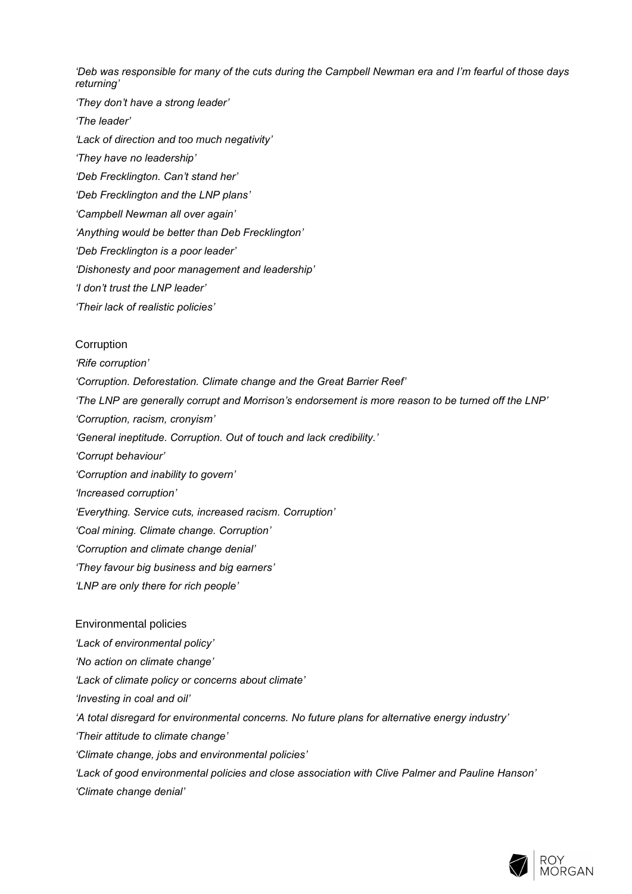*'Deb was responsible for many of the cuts during the Campbell Newman era and I'm fearful of those days returning'*

*'They don't have a strong leader'*

*'The leader'*

*'Lack of direction and too much negativity'*

*'They have no leadership'*

*'Deb Frecklington. Can't stand her'*

*'Deb Frecklington and the LNP plans'*

*'Campbell Newman all over again'*

*'Anything would be better than Deb Frecklington'*

*'Deb Frecklington is a poor leader'*

*'Dishonesty and poor management and leadership'*

*'I don't trust the LNP leader'*

*'Their lack of realistic policies'*

Corruption

*'Rife corruption'*

*'Corruption. Deforestation. Climate change and the Great Barrier Reef'*

*'The LNP are generally corrupt and Morrison's endorsement is more reason to be turned off the LNP'*

*'Corruption, racism, cronyism'*

*'General ineptitude. Corruption. Out of touch and lack credibility.'*

*'Corrupt behaviour'*

*'Corruption and inability to govern'*

*'Increased corruption'*

*'Everything. Service cuts, increased racism. Corruption'*

*'Coal mining. Climate change. Corruption'*

*'Corruption and climate change denial'*

*'They favour big business and big earners'*

*'LNP are only there for rich people'*

Environmental policies

*'Lack of environmental policy'*

*'No action on climate change'*

*'Lack of climate policy or concerns about climate'*

*'Investing in coal and oil'*

*'A total disregard for environmental concerns. No future plans for alternative energy industry'*

*'Their attitude to climate change'*

*'Climate change, jobs and environmental policies'*

*'Lack of good environmental policies and close association with Clive Palmer and Pauline Hanson'*

*'Climate change denial'*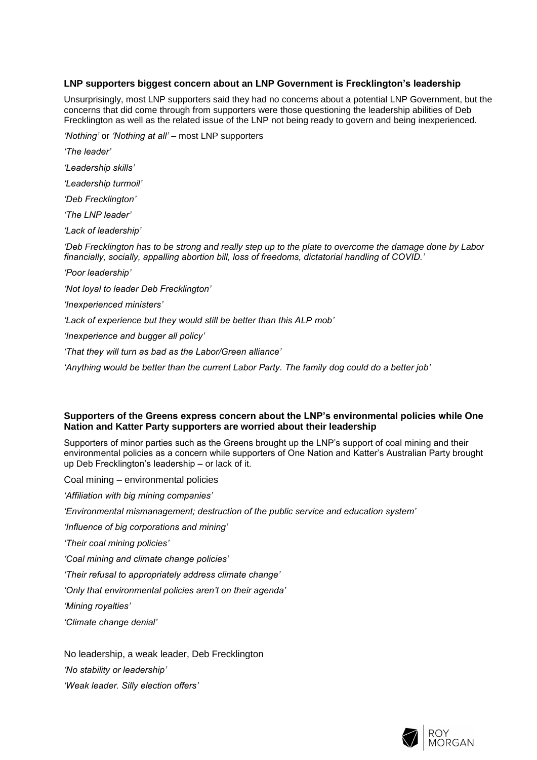**LNP supporters biggest concern about an LNP Government is Frecklington's leadership**

Unsurprisingly, most LNP supporters said they had no concerns about a potential LNP Government, but the concerns that did come through from supporters were those questioning the leadership abilities of Deb Frecklington as well as the related issue of the LNP not being ready to govern and being inexperienced.

*'Nothing'* or *'Nothing at all'* – most LNP supporters

*'The leader'*

*'Leadership skills'*

*'Leadership turmoil'*

*'Deb Frecklington'*

*'The LNP leader'*

*'Lack of leadership'*

*'Deb Frecklington has to be strong and really step up to the plate to overcome the damage done by Labor financially, socially, appalling abortion bill, loss of freedoms, dictatorial handling of COVID.'*

*'Poor leadership'*

*'Not loyal to leader Deb Frecklington'*

*'Inexperienced ministers'*

*'Lack of experience but they would still be better than this ALP mob'*

*'Inexperience and bugger all policy'*

*'That they will turn as bad as the Labor/Green alliance'*

*'Anything would be better than the current Labor Party. The family dog could do a better job'*

**Supporters of the Greens express concern about the LNP's environmental policies while One Nation and Katter Party supporters are worried about their leadership**

Supporters of minor parties such as the Greens brought up the LNP's support of coal mining and their environmental policies as a concern while supporters of One Nation and Katter's Australian Party brought up Deb Frecklington's leadership – or lack of it.

Coal mining – environmental policies

*'Affiliation with big mining companies'*

*'Environmental mismanagement; destruction of the public service and education system'*

*'Influence of big corporations and mining'*

*'Their coal mining policies'*

*'Coal mining and climate change policies'*

*'Their refusal to appropriately address climate change'*

*'Only that environmental policies aren't on their agenda'*

*'Mining royalties'*

*'Climate change denial'*

No leadership, a weak leader, Deb Frecklington

*'No stability or leadership'*

*'Weak leader. Silly election offers'*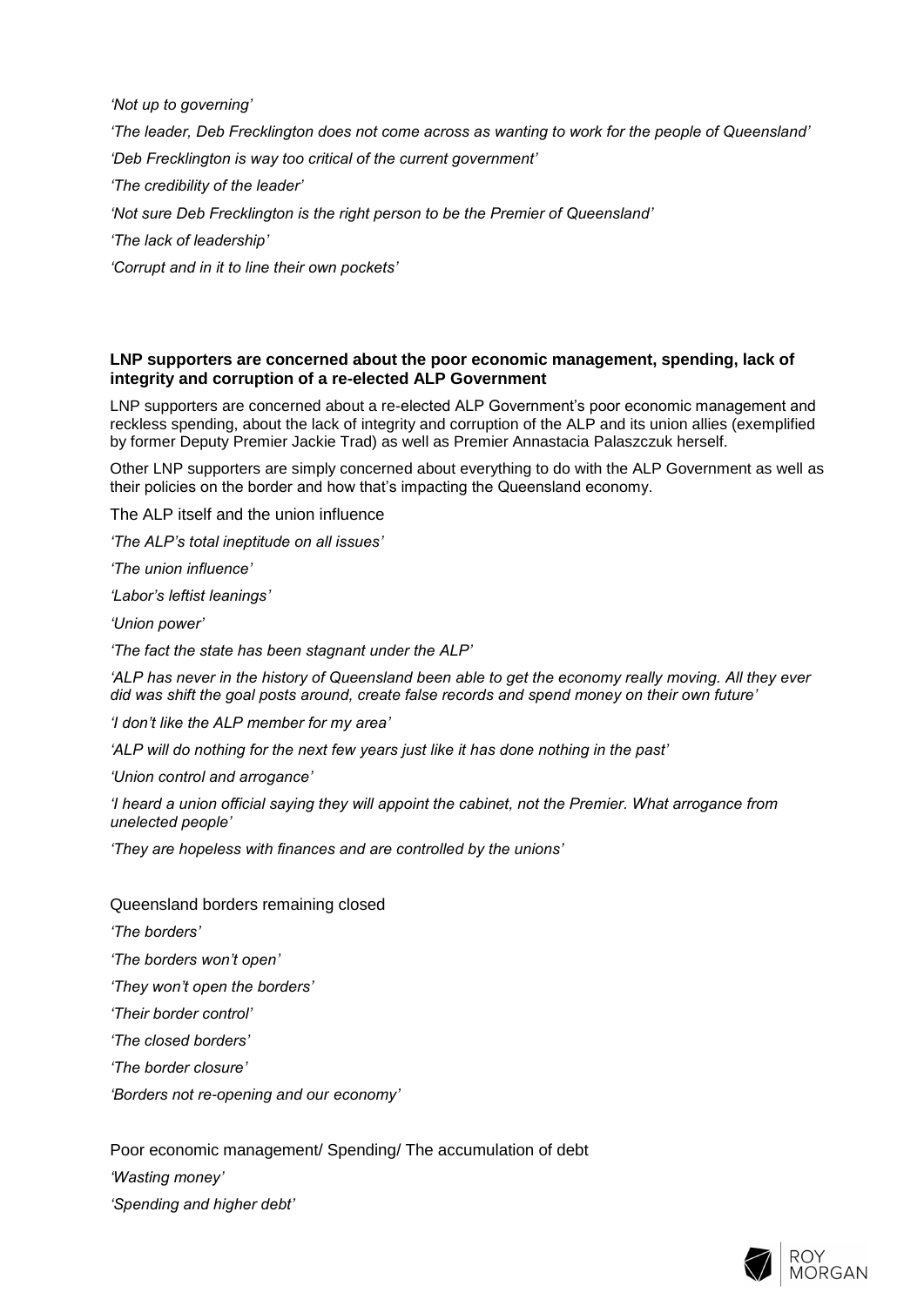*'Not up to governing'*

*'The leader, Deb Frecklington does not come across as wanting to work for the people of Queensland'*

*'Deb Frecklington is way too critical of the current government'*

*'The credibility of the leader'*

*'Not sure Deb Frecklington is the right person to be the Premier of Queensland'*

*'The lack of leadership'*

*'Corrupt and in it to line their own pockets'*

**LNP supporters are concerned about the poor economic management, spending, lack of integrity and corruption of a re-elected ALP Government**

LNP supporters are concerned about a re-elected ALP Government's poor economic management and reckless spending, about the lack of integrity and corruption of the ALP and its union allies (exemplified by former Deputy Premier Jackie Trad) as well as Premier Annastacia Palaszczuk herself.

Other LNP supporters are simply concerned about everything to do with the ALP Government as well as their policies on the border and how that's impacting the Queensland economy.

The ALP itself and the union influence

*'The ALP's total ineptitude on all issues'*

*'The union influence'*

*'Labor's leftist leanings'*

*'Union power'*

*'The fact the state has been stagnant under the ALP'*

*'ALP has never in the history of Queensland been able to get the economy really moving. All they ever did was shift the goal posts around, create false records and spend money on their own future'*

*'I don't like the ALP member for my area'*

*'ALP will do nothing for the next few years just like it has done nothing in the past'*

*'Union control and arrogance'*

*'I heard a union official saying they will appoint the cabinet, not the Premier. What arrogance from unelected people'*

*'They are hopeless with finances and are controlled by the unions'*

Queensland borders remaining closed

*'The borders'*

*'The borders won't open'*

*'They won't open the borders'*

*'Their border control'*

*'The closed borders'*

*'The border closure'*

*'Borders not re-opening and our economy'*

Poor economic management/ Spending/ The accumulation of debt

*'Wasting money'*

*'Spending and higher debt'*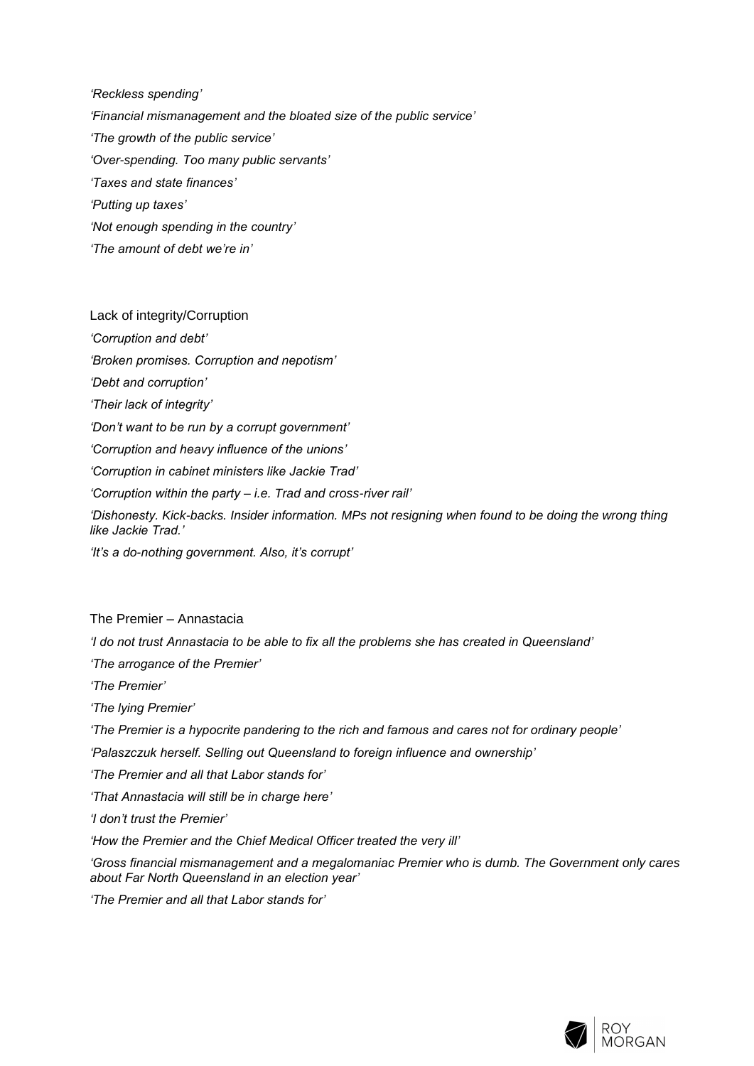*'Reckless spending'*

*'Financial mismanagement and the bloated size of the public service'*

*'The growth of the public service'*

*'Over-spending. Too many public servants'*

*'Taxes and state finances'*

*'Putting up taxes'*

*'Not enough spending in the country'*

*'The amount of debt we're in'*

Lack of integrity/Corruption

*'Corruption and debt'*

*'Broken promises. Corruption and nepotism'*

*'Debt and corruption'*

*'Their lack of integrity'*

*'Don't want to be run by a corrupt government'*

*'Corruption and heavy influence of the unions'*

*'Corruption in cabinet ministers like Jackie Trad'*

*'Corruption within the party – i.e. Trad and cross-river rail'*

*'Dishonesty. Kick-backs. Insider information. MPs not resigning when found to be doing the wrong thing like Jackie Trad.'*

*'It's a do-nothing government. Also, it's corrupt'*

The Premier – Annastacia

*'I do not trust Annastacia to be able to fix all the problems she has created in Queensland'*

*'The arrogance of the Premier'*

*'The Premier'*

*'The lying Premier'*

*'The Premier is a hypocrite pandering to the rich and famous and cares not for ordinary people'*

*'Palaszczuk herself. Selling out Queensland to foreign influence and ownership'*

*'The Premier and all that Labor stands for'*

*'That Annastacia will still be in charge here'*

*'I don't trust the Premier'*

*'How the Premier and the Chief Medical Officer treated the very ill'*

*'Gross financial mismanagement and a megalomaniac Premier who is dumb. The Government only cares about Far North Queensland in an election year'*

*'The Premier and all that Labor stands for'*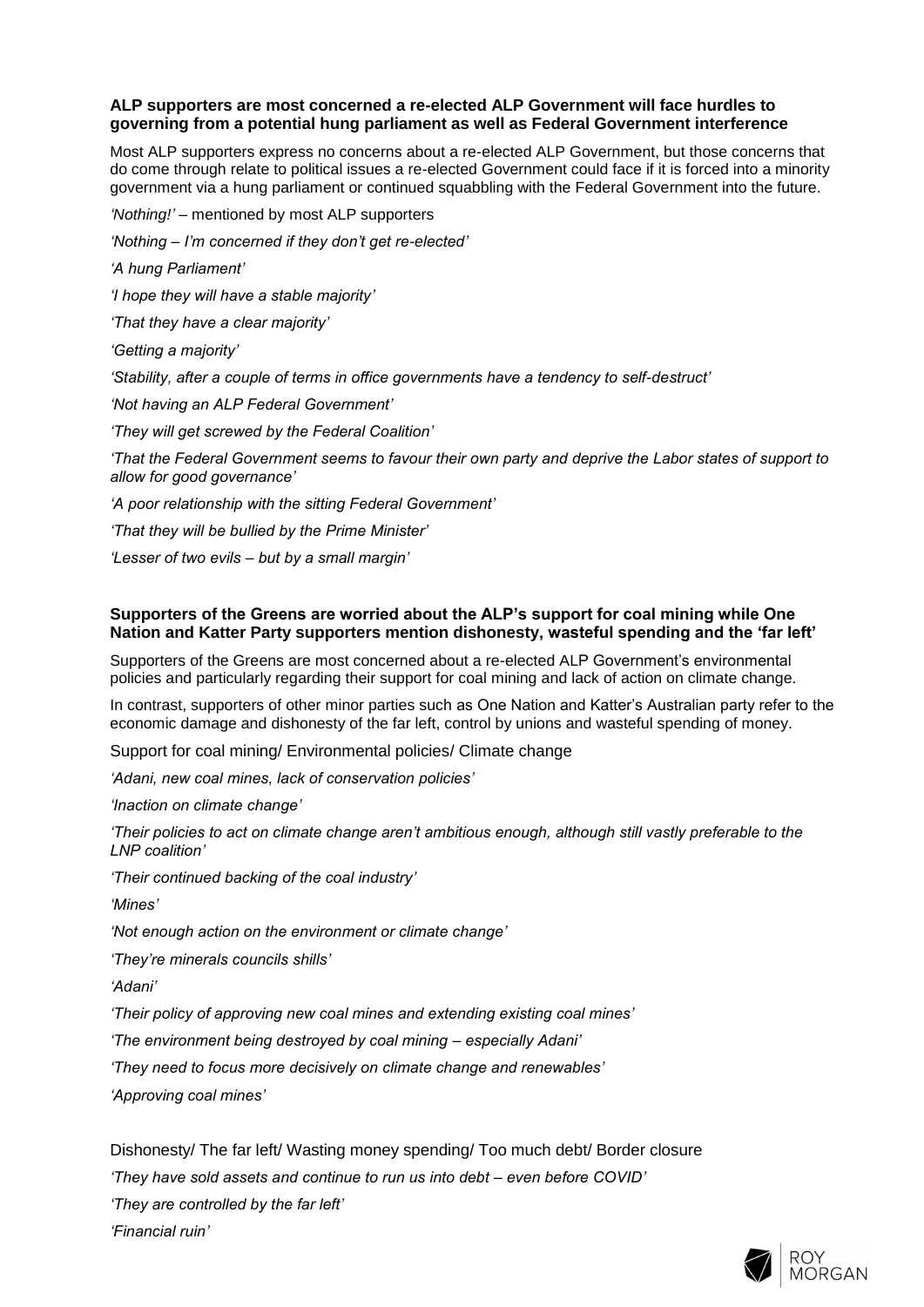**ALP supporters are most concerned a re-elected ALP Government will face hurdles to governing from a potential hung parliament as well as Federal Government interference**

Most ALP supporters express no concerns about a re-elected ALP Government, but those concerns that do come through relate to political issues a re-elected Government could face if it is forced into a minority government via a hung parliament or continued squabbling with the Federal Government into the future.

*'Nothing!'* – mentioned by most ALP supporters

*'Nothing – I'm concerned if they don't get re-elected'*

*'A hung Parliament'*

*'I hope they will have a stable majority'*

*'That they have a clear majority'*

*'Getting a majority'*

*'Stability, after a couple of terms in office governments have a tendency to self-destruct'*

*'Not having an ALP Federal Government'*

*'They will get screwed by the Federal Coalition'*

*'That the Federal Government seems to favour their own party and deprive the Labor states of support to allow for good governance'*

*'A poor relationship with the sitting Federal Government'*

*'That they will be bullied by the Prime Minister'*

*'Lesser of two evils – but by a small margin'*

**Supporters of the Greens are worried about the ALP's support for coal mining while One Nation and Katter Party supporters mention dishonesty, wasteful spending and the 'far left'**

Supporters of the Greens are most concerned about a re-elected ALP Government's environmental policies and particularly regarding their support for coal mining and lack of action on climate change.

In contrast, supporters of other minor parties such as One Nation and Katter's Australian party refer to the economic damage and dishonesty of the far left, control by unions and wasteful spending of money.

Support for coal mining/ Environmental policies/ Climate change

*'Adani, new coal mines, lack of conservation policies'*

*'Inaction on climate change'*

*'Their policies to act on climate change aren't ambitious enough, although still vastly preferable to the LNP coalition'*

*'Their continued backing of the coal industry'*

*'Mines'*

*'Not enough action on the environment or climate change'*

*'They're minerals councils shills'*

*'Adani'*

*'Their policy of approving new coal mines and extending existing coal mines'*

*'The environment being destroyed by coal mining – especially Adani'*

*'They need to focus more decisively on climate change and renewables'*

*'Approving coal mines'*

Dishonesty/ The far left/ Wasting money spending/ Too much debt/ Border closure

*'They have sold assets and continue to run us into debt – even before COVID'*

*'They are controlled by the far left'*

*'Financial ruin'*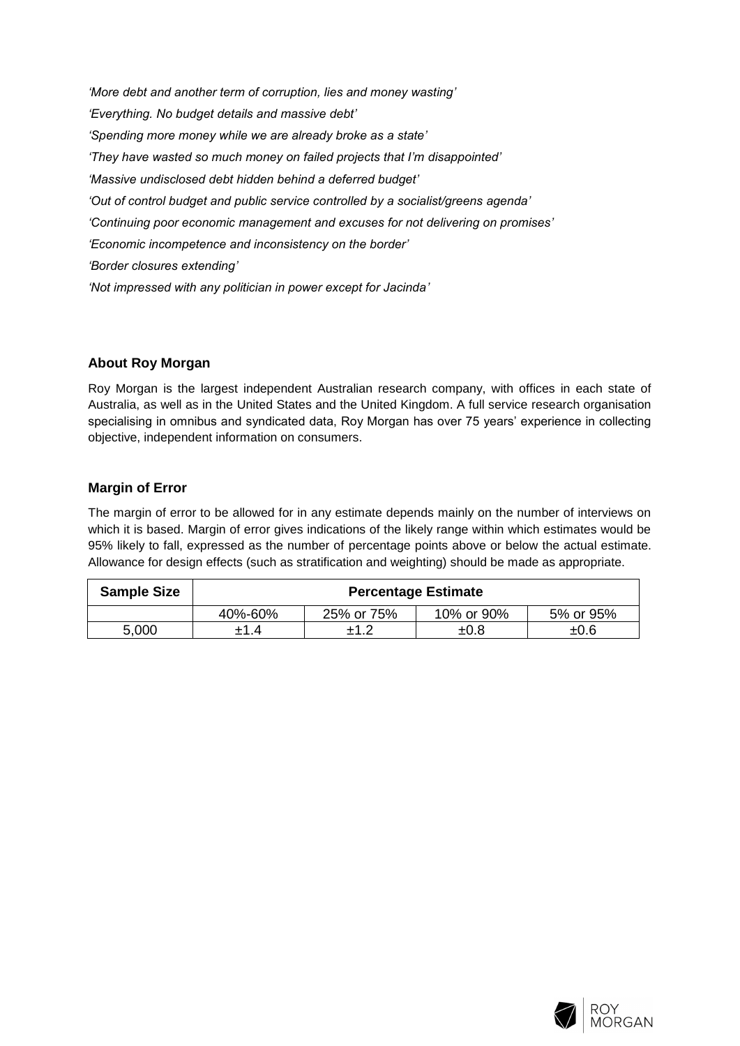*'More debt and another term of corruption, lies and money wasting'*

*'Everything. No budget details and massive debt'*

*'Spending more money while we are already broke as a state'*

*'They have wasted so much money on failed projects that I'm disappointed'*

*'Massive undisclosed debt hidden behind a deferred budget'*

*'Out of control budget and public service controlled by a socialist/greens agenda'*

*'Continuing poor economic management and excuses for not delivering on promises'*

*'Economic incompetence and inconsistency on the border'*

*'Border closures extending'*

*'Not impressed with any politician in power except for Jacinda'*

### About Roy Morgan

Roy Morgan is the largest independent Australian research company, with offices in each state of Australia, as well as in the United States and the United Kingdom. A full service research organisation specialising in omnibus and syndicated data, Roy Morgan has over 75 years' experience in collecting objective, independent information on consumers.

### Margin of Error

The margin of error to be allowed for in any estimate depends mainly on the number of interviews on which it is based. Margin of error gives indications of the likely range within which estimates would be 95% likely to fall, expressed as the number of percentage points above or below the actual estimate. Allowance for design effects (such as stratification and weighting) should be made as appropriate.

| Sample Size | Percentage Estimate | | | |
|---|---|---|---|---|
| | 40%-60% | 25% or 75% | 10% or 90% | 5% or 95% |
| 5,000 | ±1.4 | ±1.2 | ±0.8 | ±0.6 |